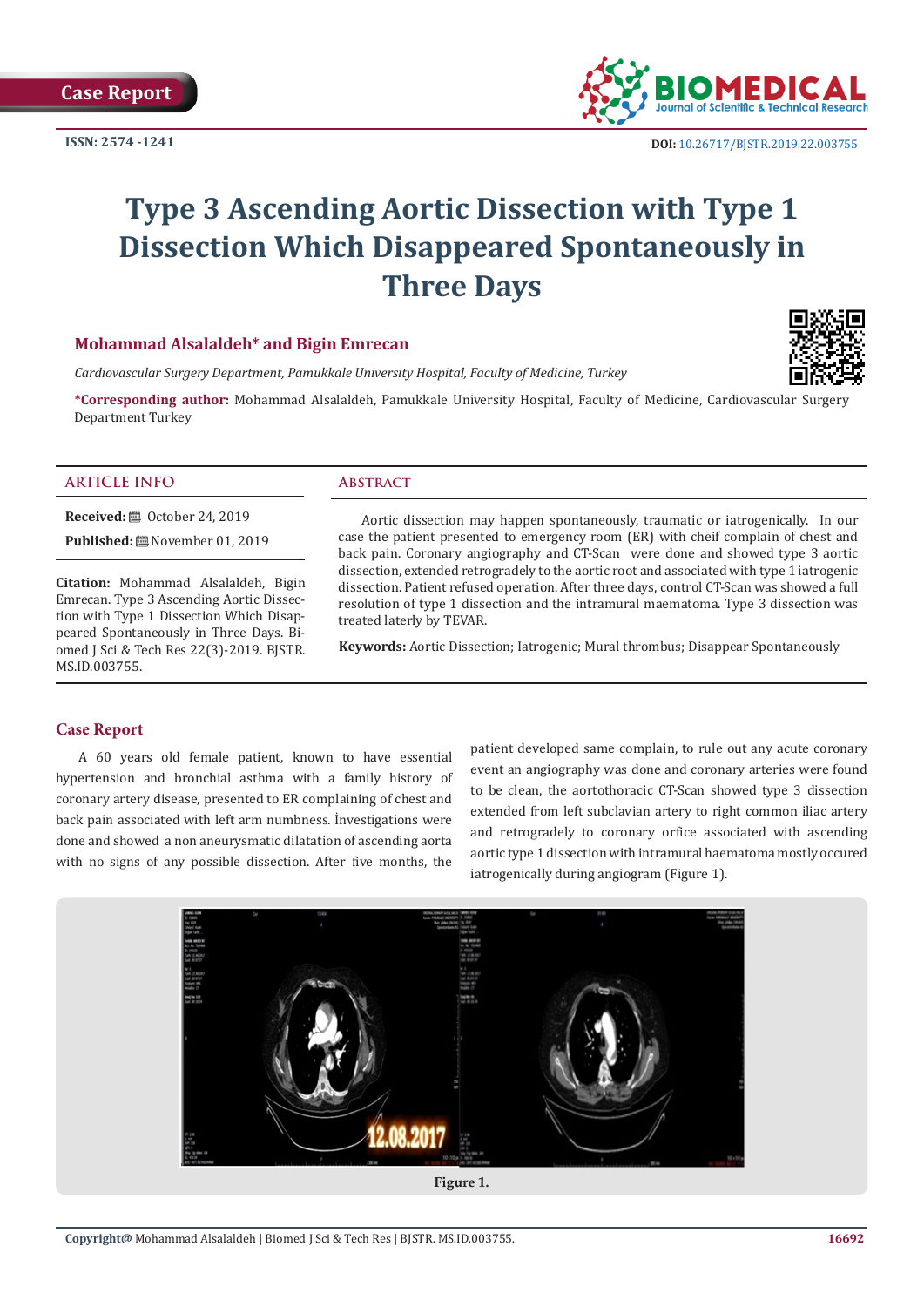Case Report

ISSN: 2574 -1241

DOI: 10.26717/BJSTR.2019.22.003755

# Type 3 Ascending Aortic Dissection with Type 1 Dissection Which Disappeared Spontaneously in Three Days

**Mohammad Alsalaldeh\* and Bigin Emrecan**

*Cardiovascular Surgery Department, Pamukkale University Hospital, Faculty of Medicine, Turkey*

**\*Corresponding author:** Mohammad Alsalaldeh, Pamukkale University Hospital, Faculty of Medicine, Cardiovascular Surgery Department Turkey

## ARTICLE INFO

**Received:** October 24, 2019

**Published:** November 01, 2019

**Citation:** Mohammad Alsalaldeh, Bigin Emrecan. Type 3 Ascending Aortic Dissection with Type 1 Dissection Which Disappeared Spontaneously in Three Days. Biomed J Sci & Tech Res 22(3)-2019. BJSTR. MS.ID.003755.

## Abstract

Aortic dissection may happen spontaneously, traumatic or iatrogenically. In our case the patient presented to emergency room (ER) with cheif complain of chest and back pain. Coronary angiography and CT-Scan were done and showed type 3 aortic dissection, extended retrogradely to the aortic root and associated with type 1 iatrogenic dissection. Patient refused operation. After three days, control CT-Scan was showed a full resolution of type 1 dissection and the intramural maematoma. Type 3 dissection was treated laterly by TEVAR.

**Keywords:** Aortic Dissection; Iatrogenic; Mural thrombus; Disappear Spontaneously

## Case Report

A 60 years old female patient, known to have essential hypertension and bronchial asthma with a family history of coronary artery disease, presented to ER complaining of chest and back pain associated with left arm numbness. İnvestigations were done and showed a non aneurysmatic dilatation of ascending aorta with no signs of any possible dissection. After five months, the patient developed same complain, to rule out any acute coronary event an angiography was done and coronary arteries were found to be clean, the aortothoracic CT-Scan showed type 3 dissection extended from left subclavian artery to right common iliac artery and retrogradely to coronary orifice associated with ascending aortic type 1 dissection with intramural haematoma mostly occured iatrogenically during angiogram (Figure 1).

12.08.2017

**Figure 1.**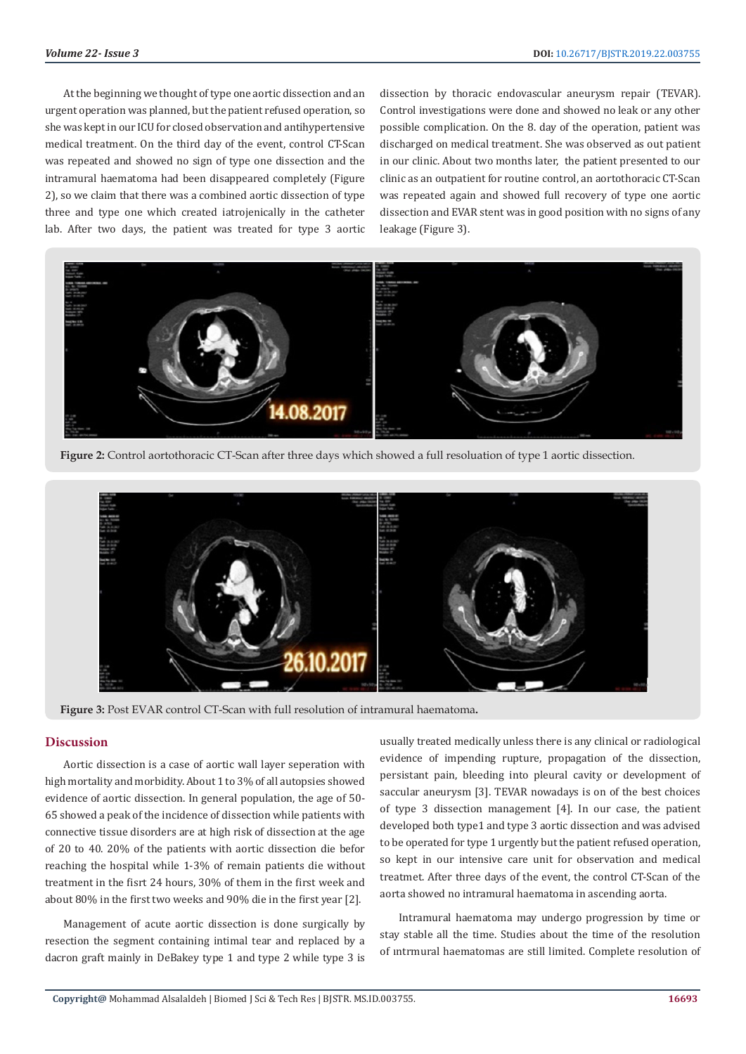At the beginning we thought of type one aortic dissection and an urgent operation was planned, but the patient refused operation, so she was kept in our ICU for closed observation and antihypertensive medical treatment. On the third day of the event, control CT-Scan was repeated and showed no sign of type one dissection and the intramural haematoma had been disappeared completely (Figure 2), so we claim that there was a combined aortic dissection of type three and type one which created iatrojenically in the catheter lab. After two days, the patient was treated for type 3 aortic dissection by thoracic endovascular aneurysm repair (TEVAR). Control investigations were done and showed no leak or any other possible complication. On the 8. day of the operation, patient was discharged on medical treatment. She was observed as out patient in our clinic. About two months later, the patient presented to our clinic as an outpatient for routine control, an aortothoracic CT-Scan was repeated again and showed full recovery of type one aortic dissection and EVAR stent was in good position with no signs of any leakage (Figure 3).

**Figure 2:** Control aortothoracic CT-Scan after three days which showed a full resoluation of type 1 aortic dissection.

**Figure 3:** Post EVAR control CT-Scan with full resolution of intramural haematoma**.**

## Discussion

Aortic dissection is a case of aortic wall layer seperation with high mortality and morbidity. About 1 to 3% of all autopsies showed evidence of aortic dissection. In general population, the age of 50-65 showed a peak of the incidence of dissection while patients with connective tissue disorders are at high risk of dissection at the age of 20 to 40. 20% of the patients with aortic dissection die befor reaching the hospital while 1-3% of remain patients die without treatment in the fisrt 24 hours, 30% of them in the first week and about 80% in the first two weeks and 90% die in the first year [2].

Management of acute aortic dissection is done surgically by resection the segment containing intimal tear and replaced by a dacron graft mainly in DeBakey type 1 and type 2 while type 3 is usually treated medically unless there is any clinical or radiological evidence of impending rupture, propagation of the dissection, persistant pain, bleeding into pleural cavity or development of saccular aneurysm [3]. TEVAR nowadays is on of the best choices of type 3 dissection management [4]. In our case, the patient developed both type1 and type 3 aortic dissection and was advised to be operated for type 1 urgently but the patient refused operation, so kept in our intensive care unit for observation and medical treatmet. After three days of the event, the control CT-Scan of the aorta showed no intramural haematoma in ascending aorta.

Intramural haematoma may undergo progression by time or stay stable all the time. Studies about the time of the resolution of ıntrmural haematomas are still limited. Complete resolution of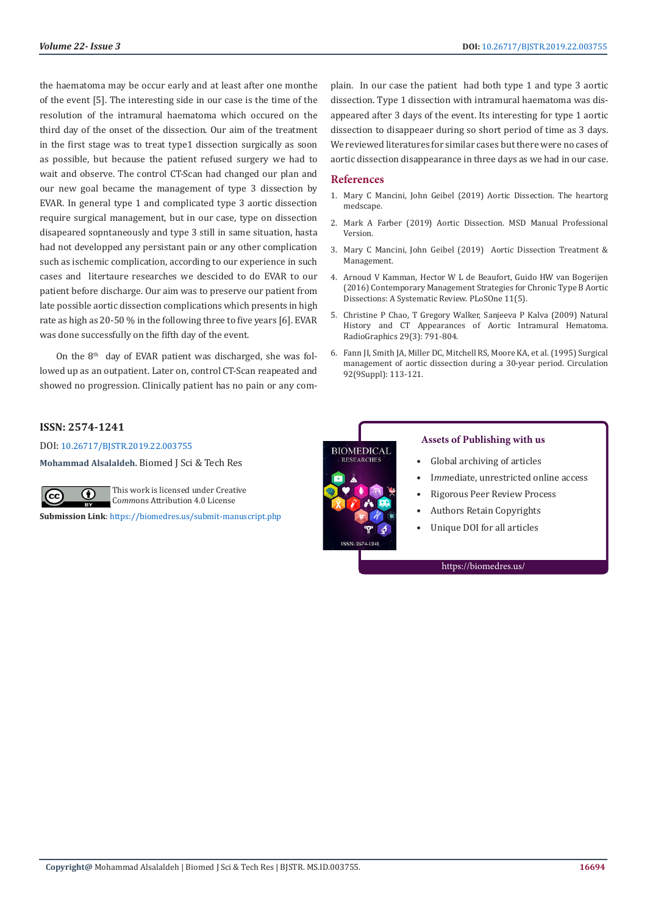the haematoma may be occur early and at least after one monthe of the event [5]. The interesting side in our case is the time of the resolution of the intramural haematoma which occured on the third day of the onset of the dissection. Our aim of the treatment in the first stage was to treat type1 dissection surgically as soon as possible, but because the patient refused surgery we had to wait and observe. The control CT-Scan had changed our plan and our new goal became the management of type 3 dissection by EVAR. In general type 1 and complicated type 3 aortic dissection require surgical management, but in our case, type on dissection disapeared sopntaneously and type 3 still in same situation, hasta had not developped any persistant pain or any other complication such as ischemic complication, according to our experience in such cases and litertaure researches we descided to do EVAR to our patient before discharge. Our aim was to preserve our patient from late possible aortic dissection complications which presents in high rate as high as 20-50 % in the following three to five years [6]. EVAR was done successfully on the fifth day of the event.

On the 8th day of EVAR patient was discharged, she was followed up as an outpatient. Later on, control CT-Scan reapeated and showed no progression. Clinically patient has no pain or any complain. In our case the patient had both type 1 and type 3 aortic dissection. Type 1 dissection with intramural haematoma was disappeared after 3 days of the event. Its interesting for type 1 aortic dissection to disappeaer during so short period of time as 3 days. We reviewed literatures for similar cases but there were no cases of aortic dissection disappearance in three days as we had in our case.

## References

1. Mary C Mancini, John Geibel (2019) Aortic Dissection. The heartorg medscape.
2. Mark A Farber (2019) Aortic Dissection. MSD Manual Professional Version.
3. Mary C Mancini, John Geibel (2019) Aortic Dissection Treatment & Management.
4. Arnoud V Kamman, Hector W L de Beaufort, Guido HW van Bogerijen (2016) Contemporary Management Strategies for Chronic Type B Aortic Dissections: A Systematic Review. PLoSOne 11(5).
5. Christine P Chao, T Gregory Walker, Sanjeeva P Kalva (2009) Natural History and CT Appearances of Aortic Intramural Hematoma. RadioGraphics 29(3): 791-804.
6. Fann JI, Smith JA, Miller DC, Mitchell RS, Moore KA, et al. (1995) Surgical management of aortic dissection during a 30-year period. Circulation 92(9Suppl): 113-121.

**ISSN: 2574-1241**

DOI: 10.26717/BJSTR.2019.22.003755

**Mohammad Alsalaldeh.** Biomed J Sci & Tech Res

This work is licensed under Creative Commons Attribution 4.0 License

**Submission Link**: https://biomedres.us/submit-manuscript.php

**Assets of Publishing with us**

- Global archiving of articles
- Immediate, unrestricted online access
- Rigorous Peer Review Process
- Authors Retain Copyrights
- Unique DOI for all articles

https://biomedres.us/